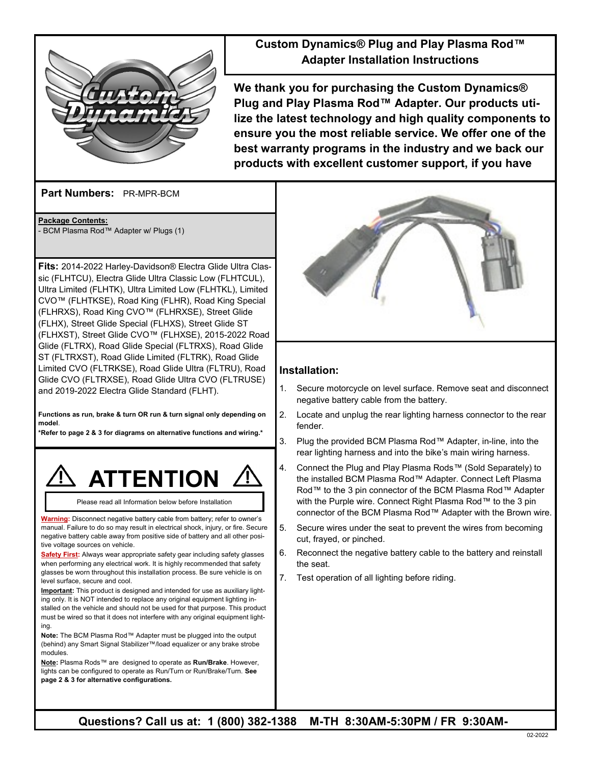# Custom Dynamics® Plug and Play Plasma Rod™ Adapter Installation Instructions

**We thank you for purchasing the Custom Dynamics® Plug and Play Plasma Rod™ Adapter. Our products utilize the latest technology and high quality components to ensure you the most reliable service. We offer one of the best warranty programs in the industry and we back our products with excellent customer support, if you have**

**Part Numbers:** PR-MPR-BCM

**Package Contents:**
- BCM Plasma Rod™ Adapter w/ Plugs (1)

**Fits:** 2014-2022 Harley-Davidson® Electra Glide Ultra Classic (FLHTCU), Electra Glide Ultra Classic Low (FLHTCUL), Ultra Limited (FLHTK), Ultra Limited Low (FLHTKL), Limited CVO™ (FLHTKSE), Road King (FLHR), Road King Special (FLHRXS), Road King CVO™ (FLHRXSE), Street Glide (FLHX), Street Glide Special (FLHXS), Street Glide ST (FLHXST), Street Glide CVO™ (FLHXSE), 2015-2022 Road Glide (FLTRX), Road Glide Special (FLTRXS), Road Glide ST (FLTRXST), Road Glide Limited (FLTRK), Road Glide Limited CVO (FLTRKSE), Road Glide Ultra (FLTRU), Road Glide CVO (FLTRXSE), Road Glide Ultra CVO (FLTRUSE) and 2019-2022 Electra Glide Standard (FLHT).

**Functions as run, brake & turn OR run & turn signal only depending on model.**
***Refer to page 2 & 3 for diagrams on alternative functions and wiring.***

## ⚠ ATTENTION ⚠

Please read all Information below before Installation

**Warning:** Disconnect negative battery cable from battery; refer to owner's manual. Failure to do so may result in electrical shock, injury, or fire. Secure negative battery cable away from positive side of battery and all other positive voltage sources on vehicle.

**Safety First:** Always wear appropriate safety gear including safety glasses when performing any electrical work. It is highly recommended that safety glasses be worn throughout this installation process. Be sure vehicle is on level surface, secure and cool.

**Important:** This product is designed and intended for use as auxiliary lighting only. It is NOT intended to replace any original equipment lighting installed on the vehicle and should not be used for that purpose. This product must be wired so that it does not interfere with any original equipment lighting.

**Note:** The BCM Plasma Rod™ Adapter must be plugged into the output (behind) any Smart Signal Stabilizer™/load equalizer or any brake strobe modules.

**Note:** Plasma Rods™ are designed to operate as **Run/Brake**. However, lights can be configured to operate as Run/Turn or Run/Brake/Turn. **See page 2 & 3 for alternative configurations.**

## Installation:

1. Secure motorcycle on level surface. Remove seat and disconnect negative battery cable from the battery.
2. Locate and unplug the rear lighting harness connector to the rear fender.
3. Plug the provided BCM Plasma Rod™ Adapter, in-line, into the rear lighting harness and into the bike's main wiring harness.
4. Connect the Plug and Play Plasma Rods™ (Sold Separately) to the installed BCM Plasma Rod™ Adapter. Connect Left Plasma Rod™ to the 3 pin connector of the BCM Plasma Rod™ Adapter with the Purple wire. Connect Right Plasma Rod™ to the 3 pin connector of the BCM Plasma Rod™ Adapter with the Brown wire.
5. Secure wires under the seat to prevent the wires from becoming cut, frayed, or pinched.
6. Reconnect the negative battery cable to the battery and reinstall the seat.
7. Test operation of all lighting before riding.

**Questions? Call us at: 1 (800) 382-1388 M-TH 8:30AM-5:30PM / FR 9:30AM-**

02-2022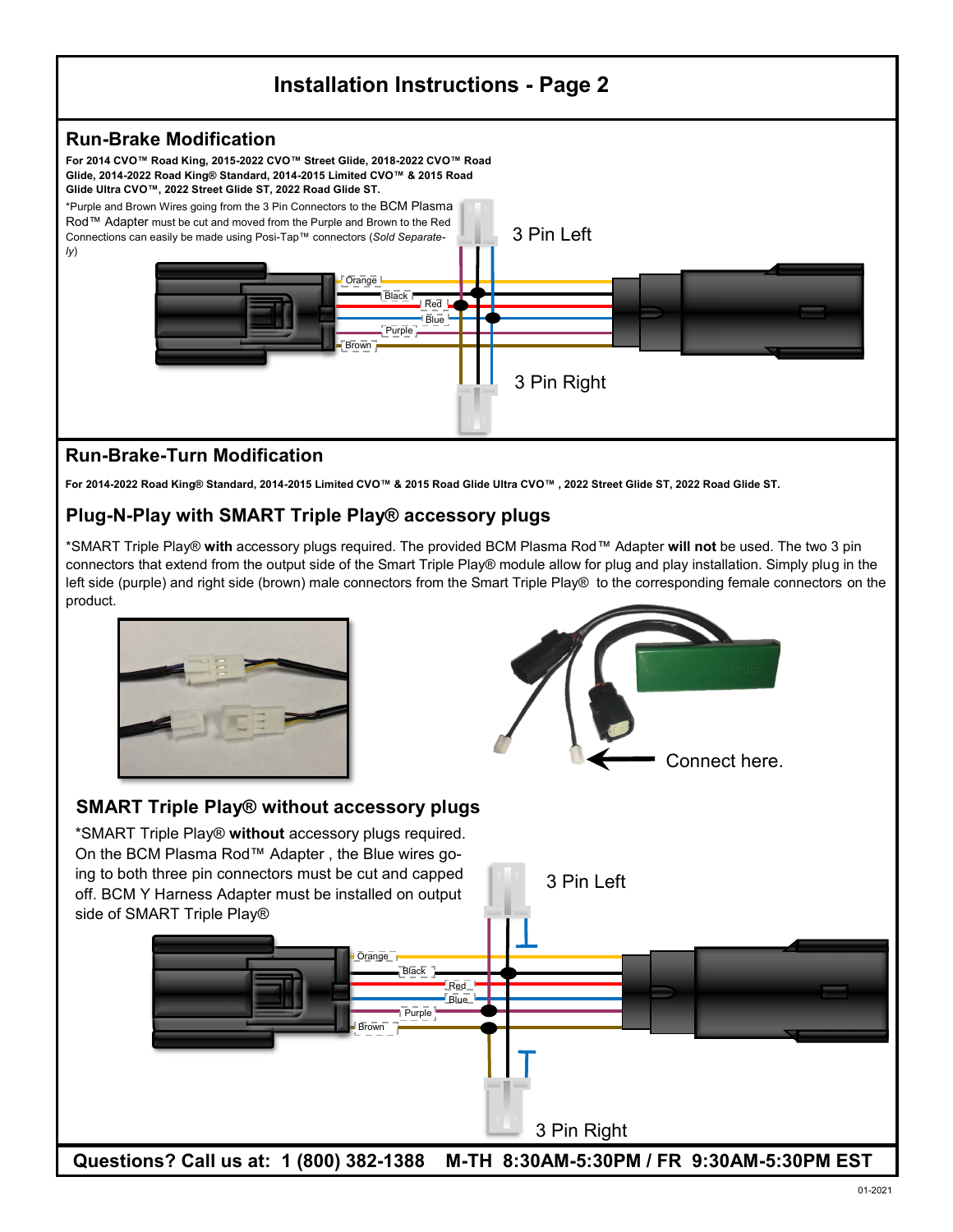# Installation Instructions - Page 2

## Run-Brake Modification

**For 2014 CVO™ Road King, 2015-2022 CVO™ Street Glide, 2018-2022 CVO™ Road Glide, 2014-2022 Road King® Standard, 2014-2015 Limited CVO™ & 2015 Road Glide Ultra CVO™, 2022 Street Glide ST, 2022 Road Glide ST.**

*Purple and Brown Wires going from the 3 Pin Connectors to the BCM Plasma Rod™ Adapter must be cut and moved from the Purple and Brown to the Red Connections can easily be made using Posi-Tap™ connectors (*Sold Separately*)

3 Pin Left

Orange
Black
Red
Blue
Purple
Brown

3 Pin Right

## Run-Brake-Turn Modification

**For 2014-2022 Road King® Standard, 2014-2015 Limited CVO™ & 2015 Road Glide Ultra CVO™ , 2022 Street Glide ST, 2022 Road Glide ST.**

### Plug-N-Play with SMART Triple Play® accessory plugs

*SMART Triple Play® **with** accessory plugs required. The provided BCM Plasma Rod™ Adapter **will not** be used. The two 3 pin connectors that extend from the output side of the Smart Triple Play® module allow for plug and play installation. Simply plug in the left side (purple) and right side (brown) male connectors from the Smart Triple Play® to the corresponding female connectors on the product.

Connect here.

### SMART Triple Play® without accessory plugs

*SMART Triple Play® **without** accessory plugs required. On the BCM Plasma Rod™ Adapter , the Blue wires going to both three pin connectors must be cut and capped off. BCM Y Harness Adapter must be installed on output side of SMART Triple Play®

3 Pin Left

Orange
Black
Red
Blue
Purple
Brown

3 Pin Right

**Questions? Call us at: 1 (800) 382-1388 M-TH 8:30AM-5:30PM / FR 9:30AM-5:30PM EST**

01-2021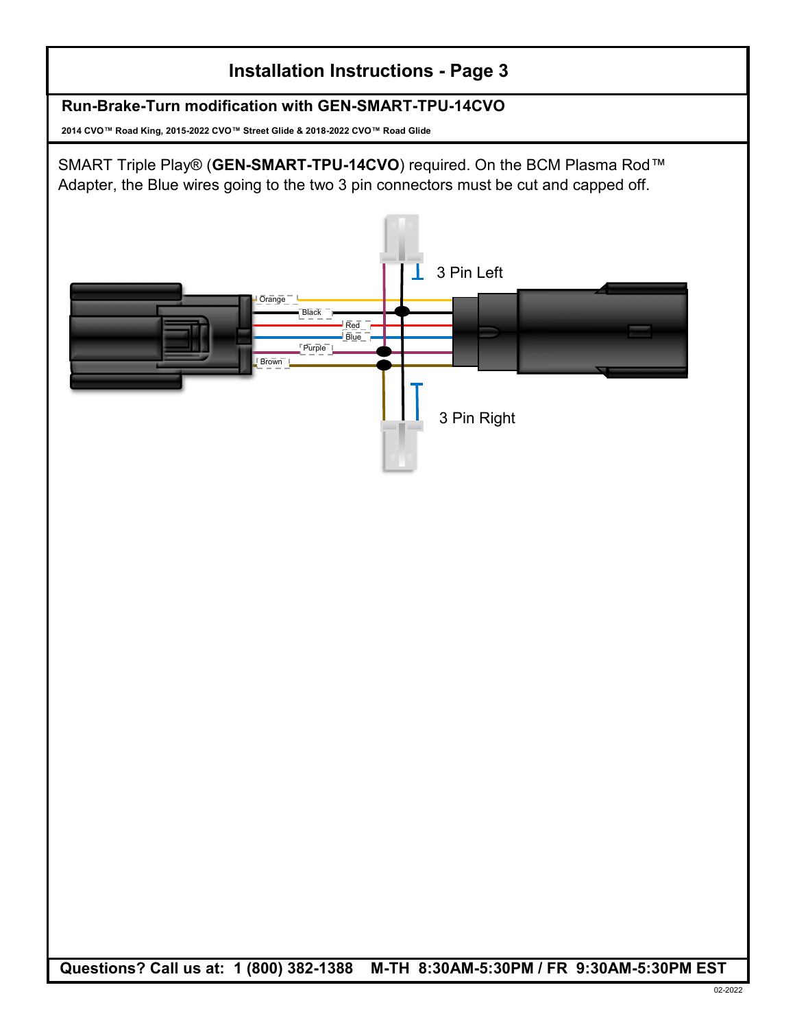# Installation Instructions - Page 3

## Run-Brake-Turn modification with GEN-SMART-TPU-14CVO

**2014 CVO™ Road King, 2015-2022 CVO™ Street Glide & 2018-2022 CVO™ Road Glide**

SMART Triple Play® (**GEN-SMART-TPU-14CVO**) required. On the BCM Plasma Rod™ Adapter, the Blue wires going to the two 3 pin connectors must be cut and capped off.

3 Pin Left

Orange

Black

Red

Blue

Purple

Brown

3 Pin Right

**Questions? Call us at: 1 (800) 382-1388 M-TH 8:30AM-5:30PM / FR 9:30AM-5:30PM EST**